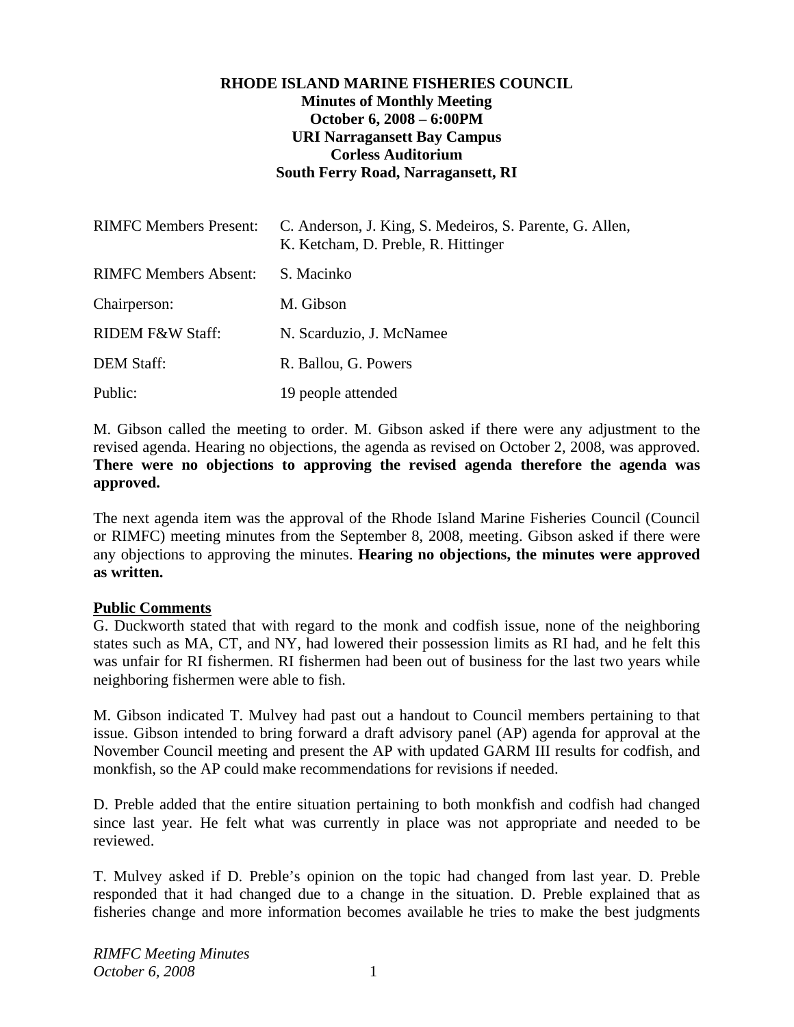**RHODE ISLAND MARINE FISHERIES COUNCIL**
**Minutes of Monthly Meeting**
**October 6, 2008 – 6:00PM**
**URI Narragansett Bay Campus**
**Corless Auditorium**
**South Ferry Road, Narragansett, RI**

| | |
|---|---|
| RIMFC Members Present: | C. Anderson, J. King, S. Medeiros, S. Parente, G. Allen, K. Ketcham, D. Preble, R. Hittinger |
| RIMFC Members Absent: | S. Macinko |
| Chairperson: | M. Gibson |
| RIDEM F&W Staff: | N. Scarduzio, J. McNamee |
| DEM Staff: | R. Ballou, G. Powers |
| Public: | 19 people attended |

M. Gibson called the meeting to order. M. Gibson asked if there were any adjustment to the revised agenda. Hearing no objections, the agenda as revised on October 2, 2008, was approved. **There were no objections to approving the revised agenda therefore the agenda was approved.**

The next agenda item was the approval of the Rhode Island Marine Fisheries Council (Council or RIMFC) meeting minutes from the September 8, 2008, meeting. Gibson asked if there were any objections to approving the minutes. **Hearing no objections, the minutes were approved as written.**

**Public Comments**

G. Duckworth stated that with regard to the monk and codfish issue, none of the neighboring states such as MA, CT, and NY, had lowered their possession limits as RI had, and he felt this was unfair for RI fishermen. RI fishermen had been out of business for the last two years while neighboring fishermen were able to fish.

M. Gibson indicated T. Mulvey had past out a handout to Council members pertaining to that issue. Gibson intended to bring forward a draft advisory panel (AP) agenda for approval at the November Council meeting and present the AP with updated GARM III results for codfish, and monkfish, so the AP could make recommendations for revisions if needed.

D. Preble added that the entire situation pertaining to both monkfish and codfish had changed since last year. He felt what was currently in place was not appropriate and needed to be reviewed.

T. Mulvey asked if D. Preble's opinion on the topic had changed from last year. D. Preble responded that it had changed due to a change in the situation. D. Preble explained that as fisheries change and more information becomes available he tries to make the best judgments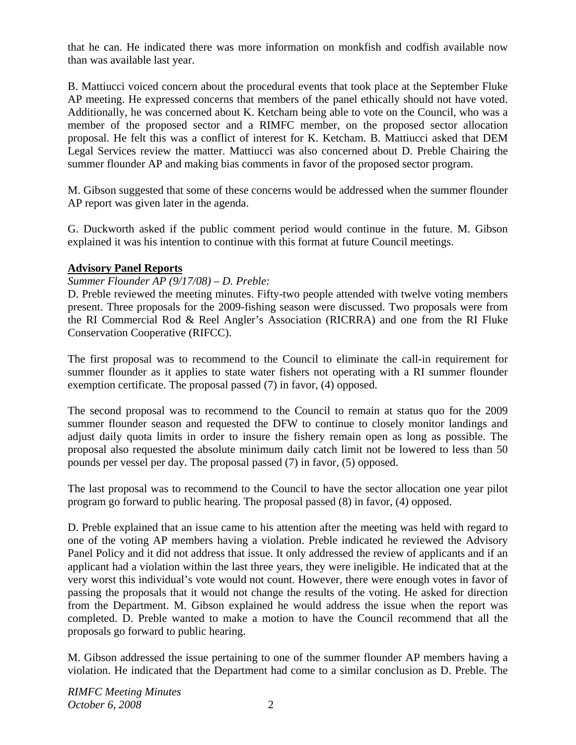that he can. He indicated there was more information on monkfish and codfish available now than was available last year.

B. Mattiucci voiced concern about the procedural events that took place at the September Fluke AP meeting. He expressed concerns that members of the panel ethically should not have voted. Additionally, he was concerned about K. Ketcham being able to vote on the Council, who was a member of the proposed sector and a RIMFC member, on the proposed sector allocation proposal. He felt this was a conflict of interest for K. Ketcham. B. Mattiucci asked that DEM Legal Services review the matter. Mattiucci was also concerned about D. Preble Chairing the summer flounder AP and making bias comments in favor of the proposed sector program.

M. Gibson suggested that some of these concerns would be addressed when the summer flounder AP report was given later in the agenda.

G. Duckworth asked if the public comment period would continue in the future. M. Gibson explained it was his intention to continue with this format at future Council meetings.

**Advisory Panel Reports**

*Summer Flounder AP (9/17/08) – D. Preble:*

D. Preble reviewed the meeting minutes. Fifty-two people attended with twelve voting members present. Three proposals for the 2009-fishing season were discussed. Two proposals were from the RI Commercial Rod & Reel Angler's Association (RICRRA) and one from the RI Fluke Conservation Cooperative (RIFCC).

The first proposal was to recommend to the Council to eliminate the call-in requirement for summer flounder as it applies to state water fishers not operating with a RI summer flounder exemption certificate. The proposal passed (7) in favor, (4) opposed.

The second proposal was to recommend to the Council to remain at status quo for the 2009 summer flounder season and requested the DFW to continue to closely monitor landings and adjust daily quota limits in order to insure the fishery remain open as long as possible. The proposal also requested the absolute minimum daily catch limit not be lowered to less than 50 pounds per vessel per day. The proposal passed (7) in favor, (5) opposed.

The last proposal was to recommend to the Council to have the sector allocation one year pilot program go forward to public hearing. The proposal passed (8) in favor, (4) opposed.

D. Preble explained that an issue came to his attention after the meeting was held with regard to one of the voting AP members having a violation. Preble indicated he reviewed the Advisory Panel Policy and it did not address that issue. It only addressed the review of applicants and if an applicant had a violation within the last three years, they were ineligible. He indicated that at the very worst this individual's vote would not count. However, there were enough votes in favor of passing the proposals that it would not change the results of the voting. He asked for direction from the Department. M. Gibson explained he would address the issue when the report was completed. D. Preble wanted to make a motion to have the Council recommend that all the proposals go forward to public hearing.

M. Gibson addressed the issue pertaining to one of the summer flounder AP members having a violation. He indicated that the Department had come to a similar conclusion as D. Preble. The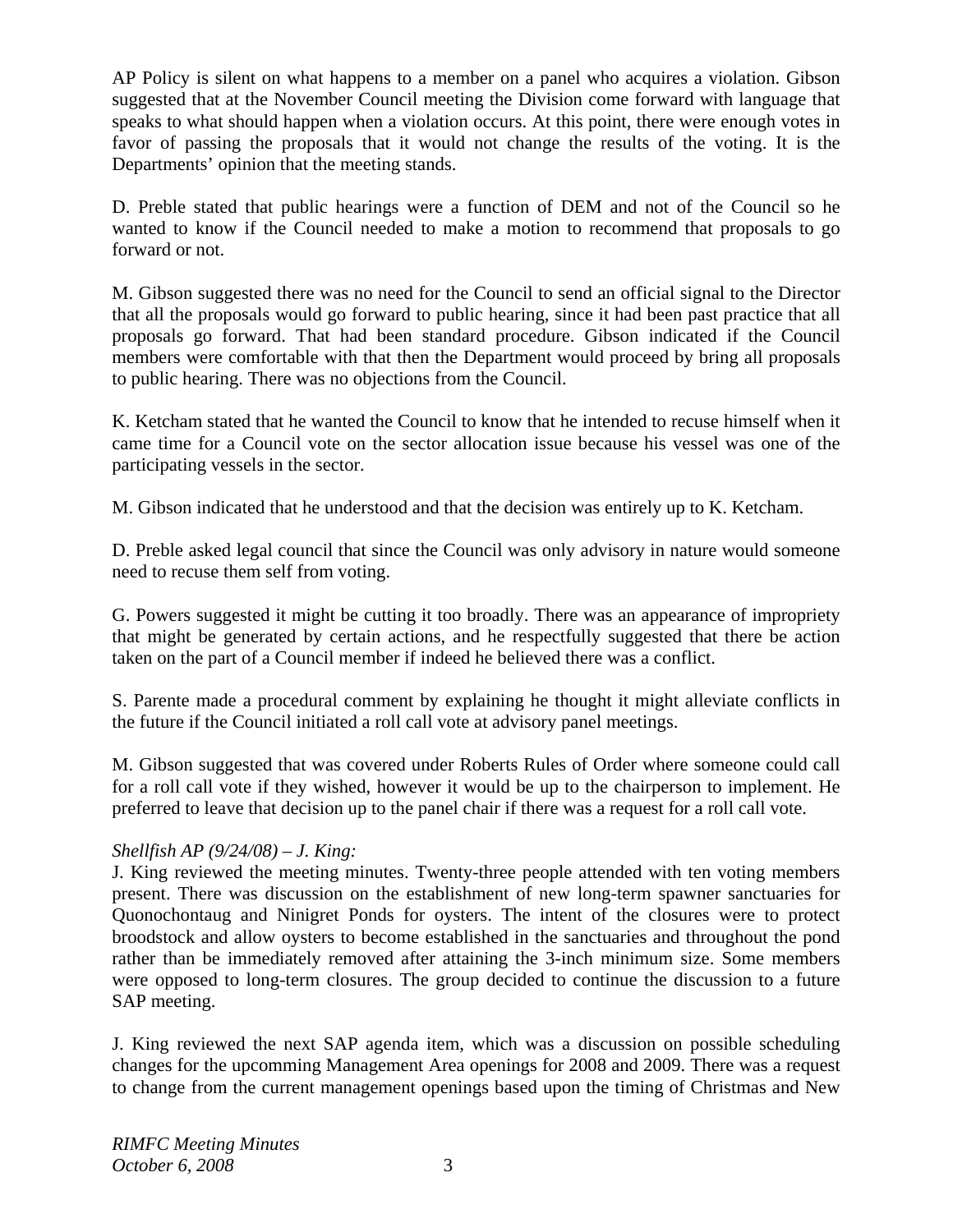AP Policy is silent on what happens to a member on a panel who acquires a violation. Gibson suggested that at the November Council meeting the Division come forward with language that speaks to what should happen when a violation occurs. At this point, there were enough votes in favor of passing the proposals that it would not change the results of the voting. It is the Departments' opinion that the meeting stands.

D. Preble stated that public hearings were a function of DEM and not of the Council so he wanted to know if the Council needed to make a motion to recommend that proposals to go forward or not.

M. Gibson suggested there was no need for the Council to send an official signal to the Director that all the proposals would go forward to public hearing, since it had been past practice that all proposals go forward. That had been standard procedure. Gibson indicated if the Council members were comfortable with that then the Department would proceed by bring all proposals to public hearing. There was no objections from the Council.

K. Ketcham stated that he wanted the Council to know that he intended to recuse himself when it came time for a Council vote on the sector allocation issue because his vessel was one of the participating vessels in the sector.

M. Gibson indicated that he understood and that the decision was entirely up to K. Ketcham.

D. Preble asked legal council that since the Council was only advisory in nature would someone need to recuse them self from voting.

G. Powers suggested it might be cutting it too broadly. There was an appearance of impropriety that might be generated by certain actions, and he respectfully suggested that there be action taken on the part of a Council member if indeed he believed there was a conflict.

S. Parente made a procedural comment by explaining he thought it might alleviate conflicts in the future if the Council initiated a roll call vote at advisory panel meetings.

M. Gibson suggested that was covered under Roberts Rules of Order where someone could call for a roll call vote if they wished, however it would be up to the chairperson to implement. He preferred to leave that decision up to the panel chair if there was a request for a roll call vote.

*Shellfish AP (9/24/08) – J. King:*

J. King reviewed the meeting minutes. Twenty-three people attended with ten voting members present. There was discussion on the establishment of new long-term spawner sanctuaries for Quonochontaug and Ninigret Ponds for oysters. The intent of the closures were to protect broodstock and allow oysters to become established in the sanctuaries and throughout the pond rather than be immediately removed after attaining the 3-inch minimum size. Some members were opposed to long-term closures. The group decided to continue the discussion to a future SAP meeting.

J. King reviewed the next SAP agenda item, which was a discussion on possible scheduling changes for the upcomming Management Area openings for 2008 and 2009. There was a request to change from the current management openings based upon the timing of Christmas and New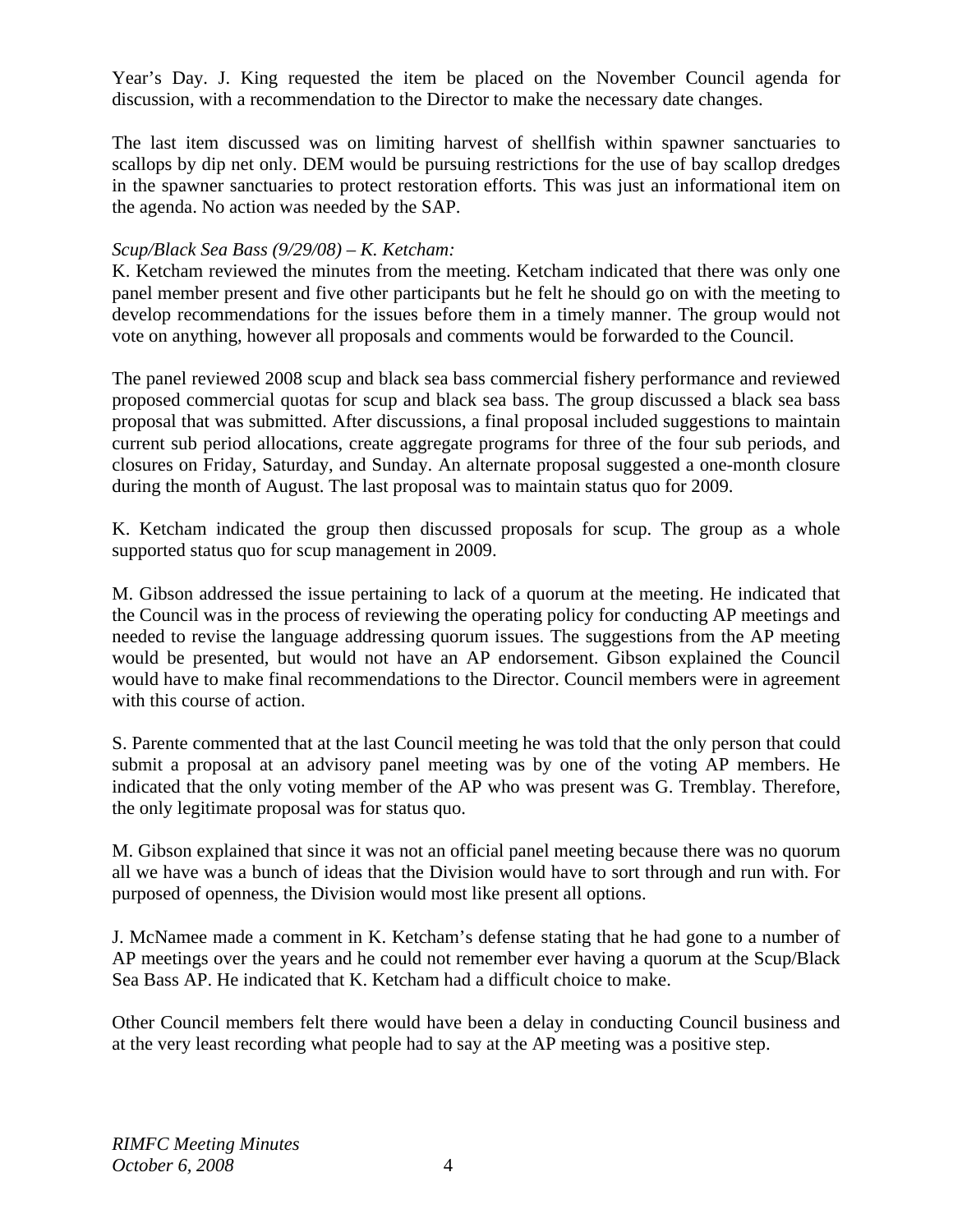Year's Day. J. King requested the item be placed on the November Council agenda for discussion, with a recommendation to the Director to make the necessary date changes.

The last item discussed was on limiting harvest of shellfish within spawner sanctuaries to scallops by dip net only. DEM would be pursuing restrictions for the use of bay scallop dredges in the spawner sanctuaries to protect restoration efforts. This was just an informational item on the agenda. No action was needed by the SAP.

*Scup/Black Sea Bass (9/29/08) – K. Ketcham:*
K. Ketcham reviewed the minutes from the meeting. Ketcham indicated that there was only one panel member present and five other participants but he felt he should go on with the meeting to develop recommendations for the issues before them in a timely manner. The group would not vote on anything, however all proposals and comments would be forwarded to the Council.

The panel reviewed 2008 scup and black sea bass commercial fishery performance and reviewed proposed commercial quotas for scup and black sea bass. The group discussed a black sea bass proposal that was submitted. After discussions, a final proposal included suggestions to maintain current sub period allocations, create aggregate programs for three of the four sub periods, and closures on Friday, Saturday, and Sunday. An alternate proposal suggested a one-month closure during the month of August. The last proposal was to maintain status quo for 2009.

K. Ketcham indicated the group then discussed proposals for scup. The group as a whole supported status quo for scup management in 2009.

M. Gibson addressed the issue pertaining to lack of a quorum at the meeting. He indicated that the Council was in the process of reviewing the operating policy for conducting AP meetings and needed to revise the language addressing quorum issues. The suggestions from the AP meeting would be presented, but would not have an AP endorsement. Gibson explained the Council would have to make final recommendations to the Director. Council members were in agreement with this course of action.

S. Parente commented that at the last Council meeting he was told that the only person that could submit a proposal at an advisory panel meeting was by one of the voting AP members. He indicated that the only voting member of the AP who was present was G. Tremblay. Therefore, the only legitimate proposal was for status quo.

M. Gibson explained that since it was not an official panel meeting because there was no quorum all we have was a bunch of ideas that the Division would have to sort through and run with. For purposed of openness, the Division would most like present all options.

J. McNamee made a comment in K. Ketcham's defense stating that he had gone to a number of AP meetings over the years and he could not remember ever having a quorum at the Scup/Black Sea Bass AP. He indicated that K. Ketcham had a difficult choice to make.

Other Council members felt there would have been a delay in conducting Council business and at the very least recording what people had to say at the AP meeting was a positive step.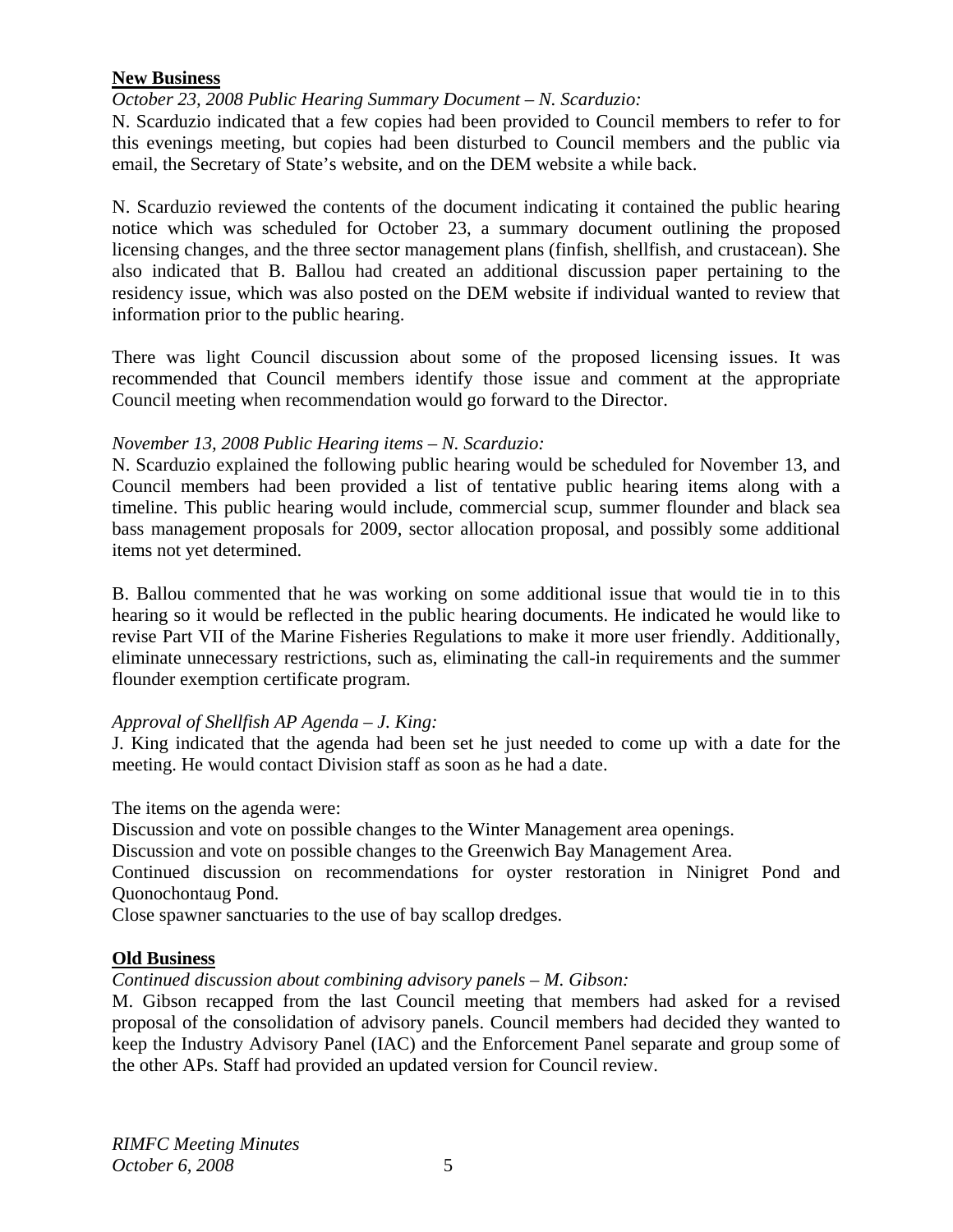**New Business**

*October 23, 2008 Public Hearing Summary Document – N. Scarduzio:*

N. Scarduzio indicated that a few copies had been provided to Council members to refer to for this evenings meeting, but copies had been disturbed to Council members and the public via email, the Secretary of State's website, and on the DEM website a while back.

N. Scarduzio reviewed the contents of the document indicating it contained the public hearing notice which was scheduled for October 23, a summary document outlining the proposed licensing changes, and the three sector management plans (finfish, shellfish, and crustacean). She also indicated that B. Ballou had created an additional discussion paper pertaining to the residency issue, which was also posted on the DEM website if individual wanted to review that information prior to the public hearing.

There was light Council discussion about some of the proposed licensing issues. It was recommended that Council members identify those issue and comment at the appropriate Council meeting when recommendation would go forward to the Director.

*November 13, 2008 Public Hearing items – N. Scarduzio:*

N. Scarduzio explained the following public hearing would be scheduled for November 13, and Council members had been provided a list of tentative public hearing items along with a timeline. This public hearing would include, commercial scup, summer flounder and black sea bass management proposals for 2009, sector allocation proposal, and possibly some additional items not yet determined.

B. Ballou commented that he was working on some additional issue that would tie in to this hearing so it would be reflected in the public hearing documents. He indicated he would like to revise Part VII of the Marine Fisheries Regulations to make it more user friendly. Additionally, eliminate unnecessary restrictions, such as, eliminating the call-in requirements and the summer flounder exemption certificate program.

*Approval of Shellfish AP Agenda – J. King:*

J. King indicated that the agenda had been set he just needed to come up with a date for the meeting. He would contact Division staff as soon as he had a date.

The items on the agenda were:

Discussion and vote on possible changes to the Winter Management area openings.

Discussion and vote on possible changes to the Greenwich Bay Management Area.

Continued discussion on recommendations for oyster restoration in Ninigret Pond and Quonochontaug Pond.

Close spawner sanctuaries to the use of bay scallop dredges.

**Old Business**

*Continued discussion about combining advisory panels – M. Gibson:*

M. Gibson recapped from the last Council meeting that members had asked for a revised proposal of the consolidation of advisory panels. Council members had decided they wanted to keep the Industry Advisory Panel (IAC) and the Enforcement Panel separate and group some of the other APs. Staff had provided an updated version for Council review.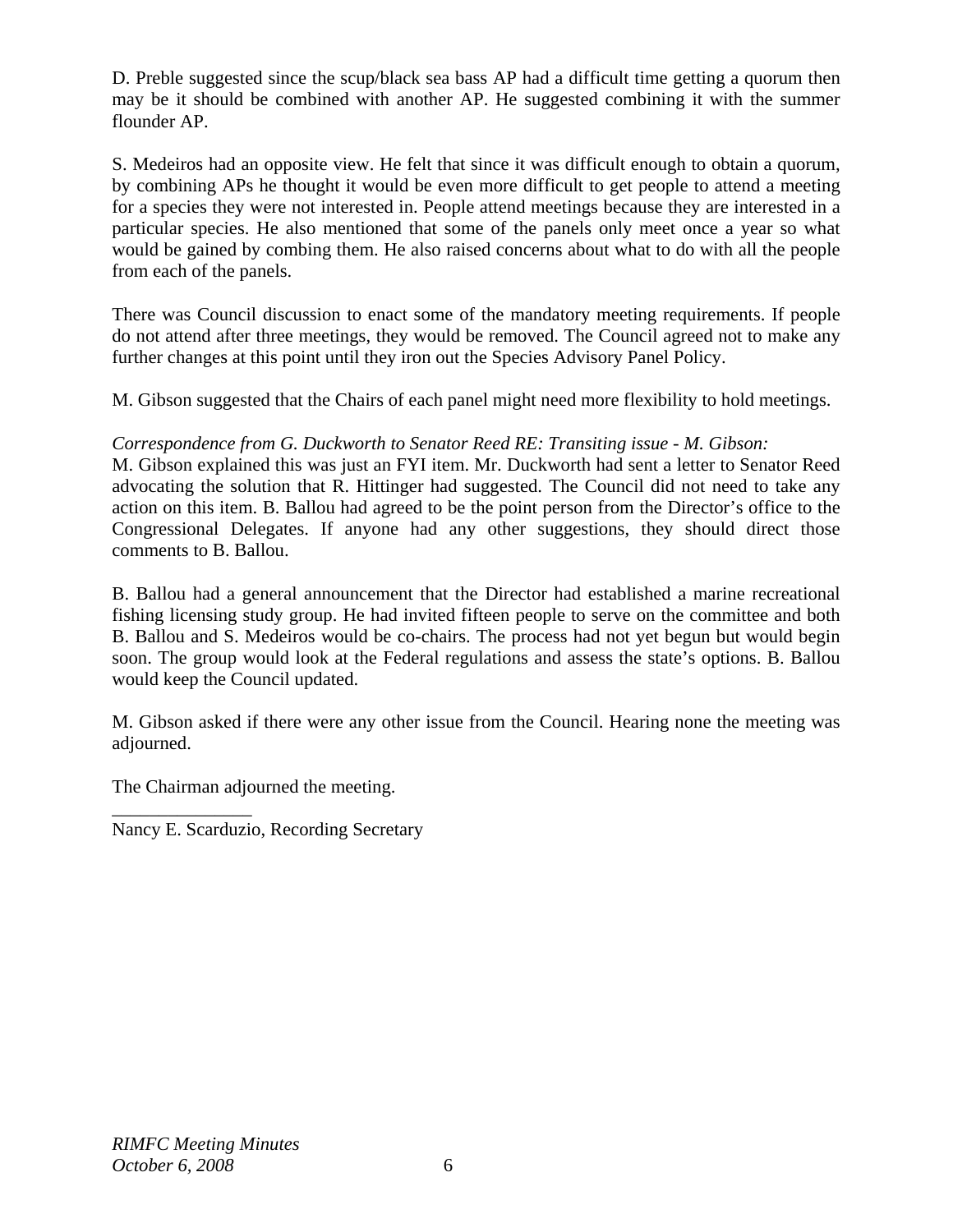D. Preble suggested since the scup/black sea bass AP had a difficult time getting a quorum then may be it should be combined with another AP. He suggested combining it with the summer flounder AP.

S. Medeiros had an opposite view. He felt that since it was difficult enough to obtain a quorum, by combining APs he thought it would be even more difficult to get people to attend a meeting for a species they were not interested in. People attend meetings because they are interested in a particular species. He also mentioned that some of the panels only meet once a year so what would be gained by combing them. He also raised concerns about what to do with all the people from each of the panels.

There was Council discussion to enact some of the mandatory meeting requirements. If people do not attend after three meetings, they would be removed. The Council agreed not to make any further changes at this point until they iron out the Species Advisory Panel Policy.

M. Gibson suggested that the Chairs of each panel might need more flexibility to hold meetings.

*Correspondence from G. Duckworth to Senator Reed RE: Transiting issue - M. Gibson:*
M. Gibson explained this was just an FYI item. Mr. Duckworth had sent a letter to Senator Reed advocating the solution that R. Hittinger had suggested. The Council did not need to take any action on this item. B. Ballou had agreed to be the point person from the Director's office to the Congressional Delegates. If anyone had any other suggestions, they should direct those comments to B. Ballou.

B. Ballou had a general announcement that the Director had established a marine recreational fishing licensing study group. He had invited fifteen people to serve on the committee and both B. Ballou and S. Medeiros would be co-chairs. The process had not yet begun but would begin soon. The group would look at the Federal regulations and assess the state's options. B. Ballou would keep the Council updated.

M. Gibson asked if there were any other issue from the Council. Hearing none the meeting was adjourned.

The Chairman adjourned the meeting.

_______________
Nancy E. Scarduzio, Recording Secretary